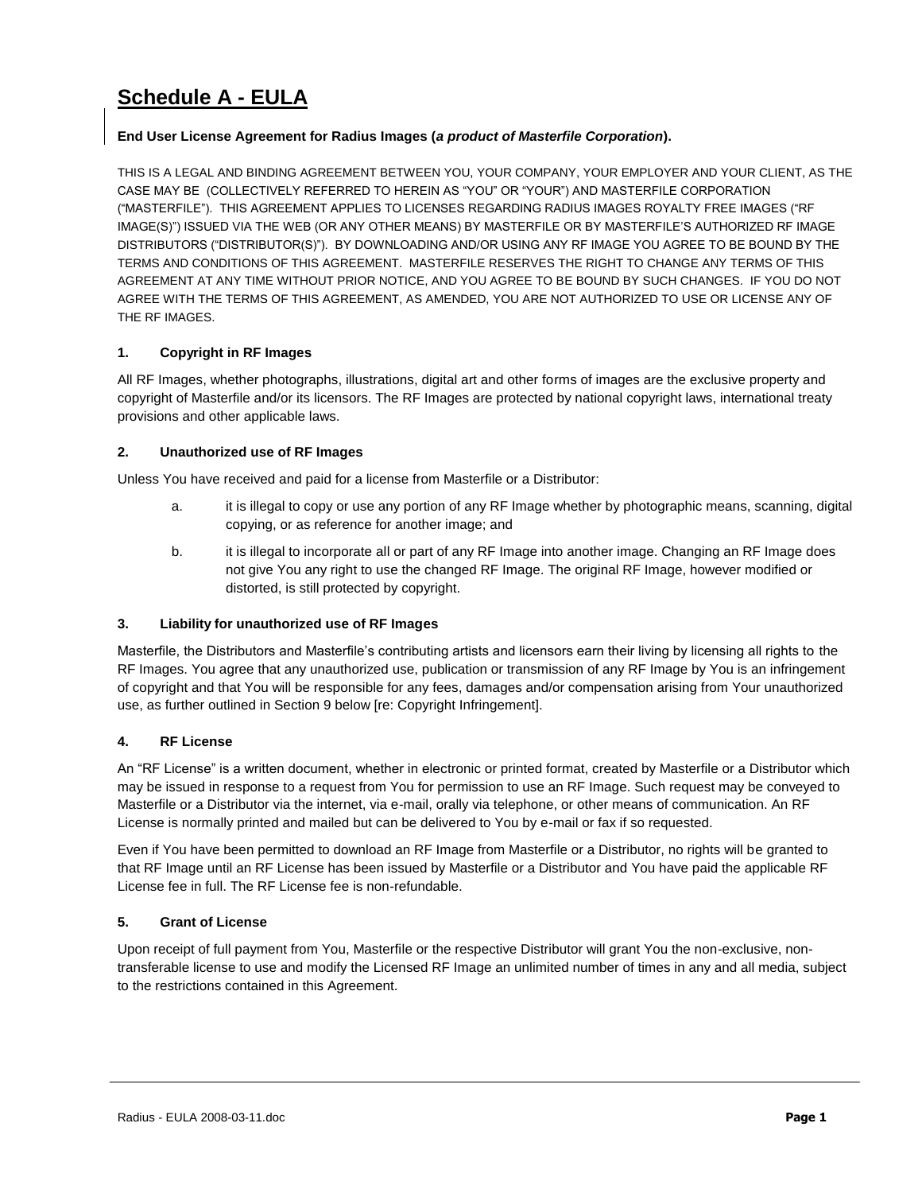# Schedule A - EULA

**End User License Agreement for Radius Images (*a product of Masterfile Corporation*).**

THIS IS A LEGAL AND BINDING AGREEMENT BETWEEN YOU, YOUR COMPANY, YOUR EMPLOYER AND YOUR CLIENT, AS THE CASE MAY BE (COLLECTIVELY REFERRED TO HEREIN AS "YOU" OR "YOUR") AND MASTERFILE CORPORATION ("MASTERFILE"). THIS AGREEMENT APPLIES TO LICENSES REGARDING RADIUS IMAGES ROYALTY FREE IMAGES ("RF IMAGE(S)") ISSUED VIA THE WEB (OR ANY OTHER MEANS) BY MASTERFILE OR BY MASTERFILE'S AUTHORIZED RF IMAGE DISTRIBUTORS ("DISTRIBUTOR(S)"). BY DOWNLOADING AND/OR USING ANY RF IMAGE YOU AGREE TO BE BOUND BY THE TERMS AND CONDITIONS OF THIS AGREEMENT. MASTERFILE RESERVES THE RIGHT TO CHANGE ANY TERMS OF THIS AGREEMENT AT ANY TIME WITHOUT PRIOR NOTICE, AND YOU AGREE TO BE BOUND BY SUCH CHANGES. IF YOU DO NOT AGREE WITH THE TERMS OF THIS AGREEMENT, AS AMENDED, YOU ARE NOT AUTHORIZED TO USE OR LICENSE ANY OF THE RF IMAGES.

### 1. Copyright in RF Images

All RF Images, whether photographs, illustrations, digital art and other forms of images are the exclusive property and copyright of Masterfile and/or its licensors. The RF Images are protected by national copyright laws, international treaty provisions and other applicable laws.

### 2. Unauthorized use of RF Images

Unless You have received and paid for a license from Masterfile or a Distributor:

a. it is illegal to copy or use any portion of any RF Image whether by photographic means, scanning, digital copying, or as reference for another image; and

b. it is illegal to incorporate all or part of any RF Image into another image. Changing an RF Image does not give You any right to use the changed RF Image. The original RF Image, however modified or distorted, is still protected by copyright.

### 3. Liability for unauthorized use of RF Images

Masterfile, the Distributors and Masterfile's contributing artists and licensors earn their living by licensing all rights to the RF Images. You agree that any unauthorized use, publication or transmission of any RF Image by You is an infringement of copyright and that You will be responsible for any fees, damages and/or compensation arising from Your unauthorized use, as further outlined in Section 9 below [re: Copyright Infringement].

### 4. RF License

An "RF License" is a written document, whether in electronic or printed format, created by Masterfile or a Distributor which may be issued in response to a request from You for permission to use an RF Image. Such request may be conveyed to Masterfile or a Distributor via the internet, via e-mail, orally via telephone, or other means of communication. An RF License is normally printed and mailed but can be delivered to You by e-mail or fax if so requested.

Even if You have been permitted to download an RF Image from Masterfile or a Distributor, no rights will be granted to that RF Image until an RF License has been issued by Masterfile or a Distributor and You have paid the applicable RF License fee in full. The RF License fee is non-refundable.

### 5. Grant of License

Upon receipt of full payment from You, Masterfile or the respective Distributor will grant You the non-exclusive, non-transferable license to use and modify the Licensed RF Image an unlimited number of times in any and all media, subject to the restrictions contained in this Agreement.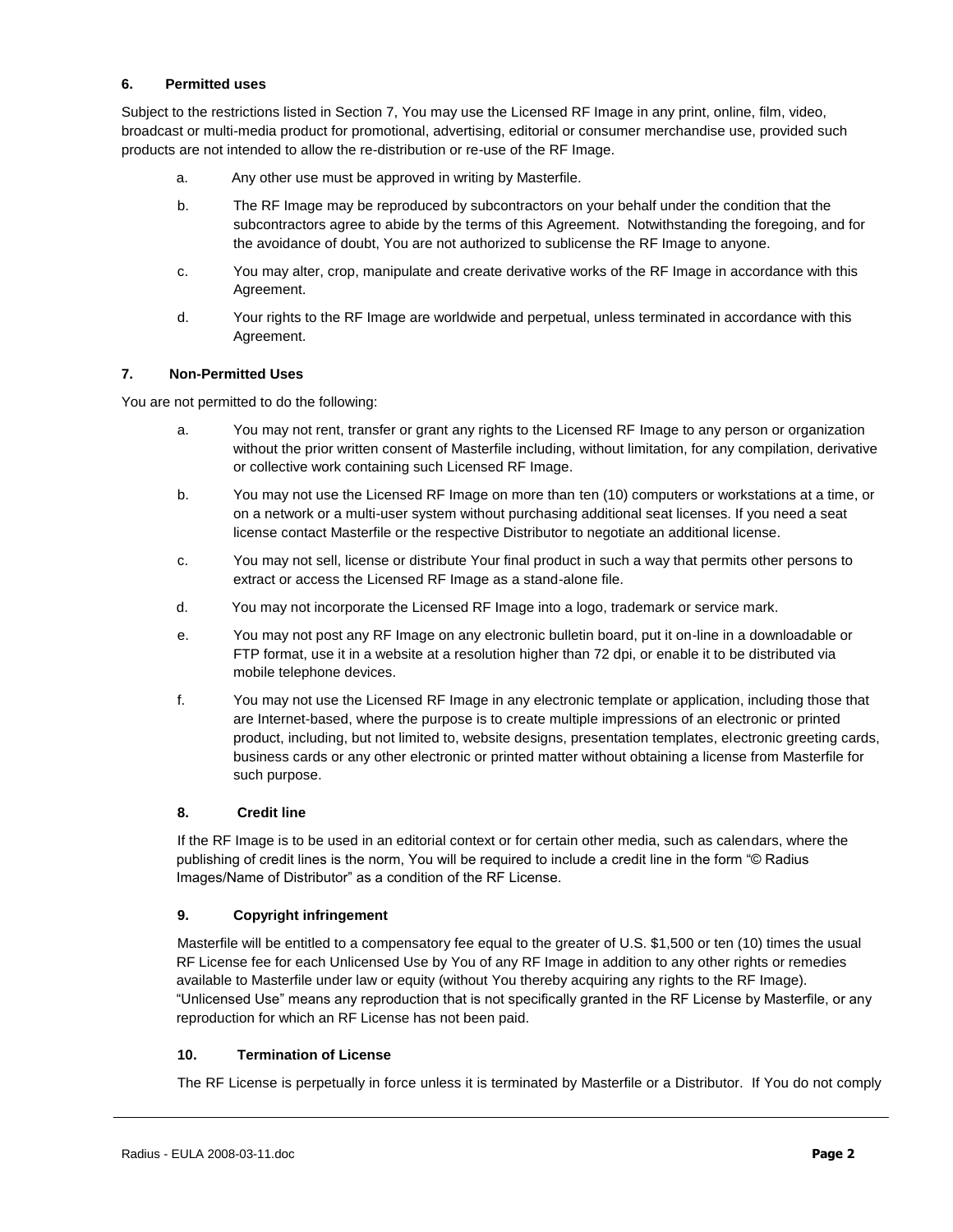### 6. Permitted uses

Subject to the restrictions listed in Section 7, You may use the Licensed RF Image in any print, online, film, video, broadcast or multi-media product for promotional, advertising, editorial or consumer merchandise use, provided such products are not intended to allow the re-distribution or re-use of the RF Image.

a. Any other use must be approved in writing by Masterfile.

b. The RF Image may be reproduced by subcontractors on your behalf under the condition that the subcontractors agree to abide by the terms of this Agreement. Notwithstanding the foregoing, and for the avoidance of doubt, You are not authorized to sublicense the RF Image to anyone.

c. You may alter, crop, manipulate and create derivative works of the RF Image in accordance with this Agreement.

d. Your rights to the RF Image are worldwide and perpetual, unless terminated in accordance with this Agreement.

### 7. Non-Permitted Uses

You are not permitted to do the following:

a. You may not rent, transfer or grant any rights to the Licensed RF Image to any person or organization without the prior written consent of Masterfile including, without limitation, for any compilation, derivative or collective work containing such Licensed RF Image.

b. You may not use the Licensed RF Image on more than ten (10) computers or workstations at a time, or on a network or a multi-user system without purchasing additional seat licenses. If you need a seat license contact Masterfile or the respective Distributor to negotiate an additional license.

c. You may not sell, license or distribute Your final product in such a way that permits other persons to extract or access the Licensed RF Image as a stand-alone file.

d. You may not incorporate the Licensed RF Image into a logo, trademark or service mark.

e. You may not post any RF Image on any electronic bulletin board, put it on-line in a downloadable or FTP format, use it in a website at a resolution higher than 72 dpi, or enable it to be distributed via mobile telephone devices.

f. You may not use the Licensed RF Image in any electronic template or application, including those that are Internet-based, where the purpose is to create multiple impressions of an electronic or printed product, including, but not limited to, website designs, presentation templates, electronic greeting cards, business cards or any other electronic or printed matter without obtaining a license from Masterfile for such purpose.

### 8. Credit line

If the RF Image is to be used in an editorial context or for certain other media, such as calendars, where the publishing of credit lines is the norm, You will be required to include a credit line in the form "© Radius Images/Name of Distributor" as a condition of the RF License.

### 9. Copyright infringement

Masterfile will be entitled to a compensatory fee equal to the greater of U.S. $1,500 or ten (10) times the usual RF License fee for each Unlicensed Use by You of any RF Image in addition to any other rights or remedies available to Masterfile under law or equity (without You thereby acquiring any rights to the RF Image). "Unlicensed Use" means any reproduction that is not specifically granted in the RF License by Masterfile, or any reproduction for which an RF License has not been paid.

### 10. Termination of License

The RF License is perpetually in force unless it is terminated by Masterfile or a Distributor. If You do not comply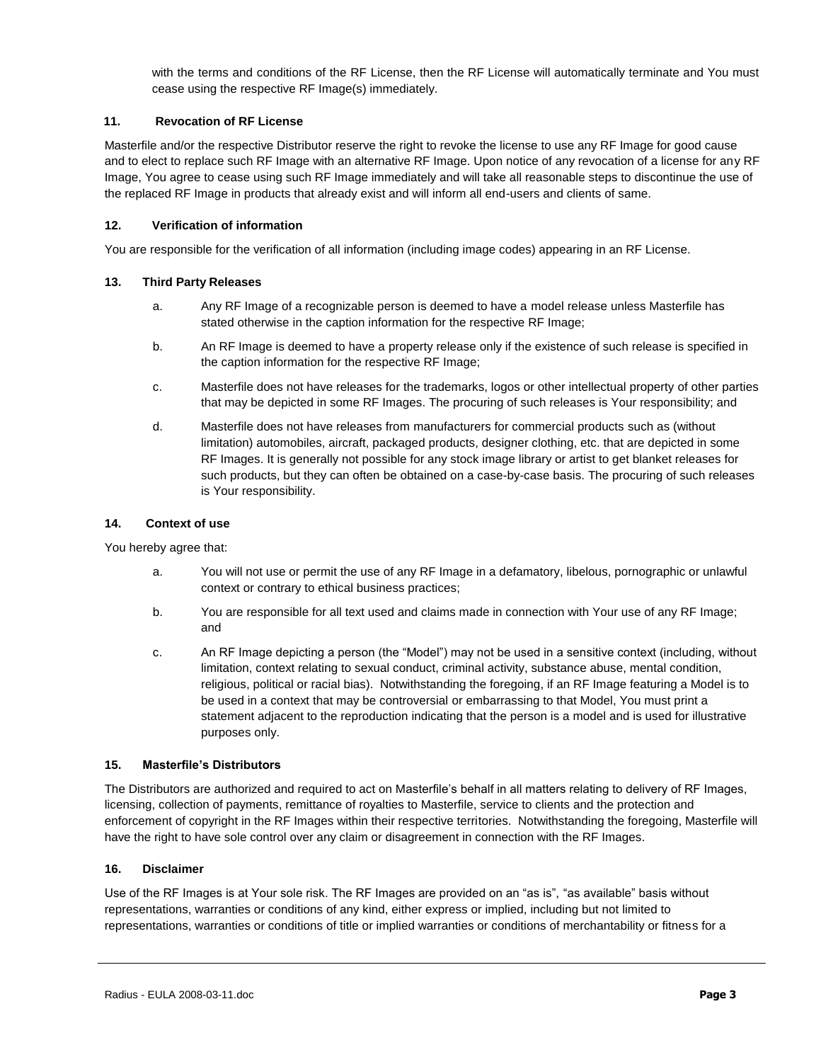with the terms and conditions of the RF License, then the RF License will automatically terminate and You must cease using the respective RF Image(s) immediately.

#### 11. Revocation of RF License

Masterfile and/or the respective Distributor reserve the right to revoke the license to use any RF Image for good cause and to elect to replace such RF Image with an alternative RF Image. Upon notice of any revocation of a license for any RF Image, You agree to cease using such RF Image immediately and will take all reasonable steps to discontinue the use of the replaced RF Image in products that already exist and will inform all end-users and clients of same.

#### 12. Verification of information

You are responsible for the verification of all information (including image codes) appearing in an RF License.

#### 13. Third Party Releases

a. Any RF Image of a recognizable person is deemed to have a model release unless Masterfile has stated otherwise in the caption information for the respective RF Image;

b. An RF Image is deemed to have a property release only if the existence of such release is specified in the caption information for the respective RF Image;

c. Masterfile does not have releases for the trademarks, logos or other intellectual property of other parties that may be depicted in some RF Images. The procuring of such releases is Your responsibility; and

d. Masterfile does not have releases from manufacturers for commercial products such as (without limitation) automobiles, aircraft, packaged products, designer clothing, etc. that are depicted in some RF Images. It is generally not possible for any stock image library or artist to get blanket releases for such products, but they can often be obtained on a case-by-case basis. The procuring of such releases is Your responsibility.

#### 14. Context of use

You hereby agree that:

a. You will not use or permit the use of any RF Image in a defamatory, libelous, pornographic or unlawful context or contrary to ethical business practices;

b. You are responsible for all text used and claims made in connection with Your use of any RF Image; and

c. An RF Image depicting a person (the "Model") may not be used in a sensitive context (including, without limitation, context relating to sexual conduct, criminal activity, substance abuse, mental condition, religious, political or racial bias). Notwithstanding the foregoing, if an RF Image featuring a Model is to be used in a context that may be controversial or embarrassing to that Model, You must print a statement adjacent to the reproduction indicating that the person is a model and is used for illustrative purposes only.

#### 15. Masterfile's Distributors

The Distributors are authorized and required to act on Masterfile's behalf in all matters relating to delivery of RF Images, licensing, collection of payments, remittance of royalties to Masterfile, service to clients and the protection and enforcement of copyright in the RF Images within their respective territories. Notwithstanding the foregoing, Masterfile will have the right to have sole control over any claim or disagreement in connection with the RF Images.

#### 16. Disclaimer

Use of the RF Images is at Your sole risk. The RF Images are provided on an "as is", "as available" basis without representations, warranties or conditions of any kind, either express or implied, including but not limited to representations, warranties or conditions of title or implied warranties or conditions of merchantability or fitness for a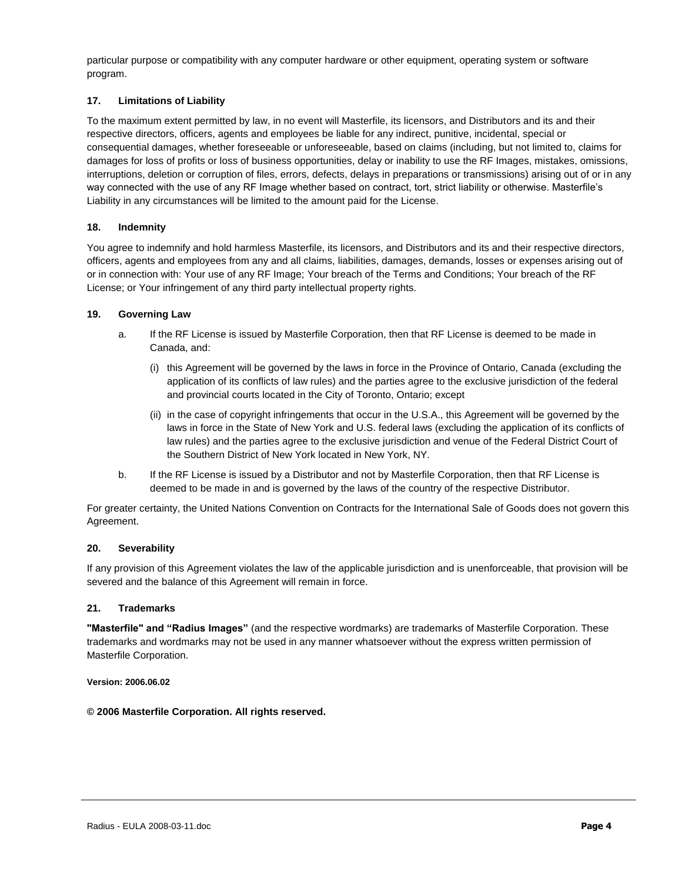particular purpose or compatibility with any computer hardware or other equipment, operating system or software program.

### 17. Limitations of Liability

To the maximum extent permitted by law, in no event will Masterfile, its licensors, and Distributors and its and their respective directors, officers, agents and employees be liable for any indirect, punitive, incidental, special or consequential damages, whether foreseeable or unforeseeable, based on claims (including, but not limited to, claims for damages for loss of profits or loss of business opportunities, delay or inability to use the RF Images, mistakes, omissions, interruptions, deletion or corruption of files, errors, defects, delays in preparations or transmissions) arising out of or in any way connected with the use of any RF Image whether based on contract, tort, strict liability or otherwise. Masterfile's Liability in any circumstances will be limited to the amount paid for the License.

### 18. Indemnity

You agree to indemnify and hold harmless Masterfile, its licensors, and Distributors and its and their respective directors, officers, agents and employees from any and all claims, liabilities, damages, demands, losses or expenses arising out of or in connection with: Your use of any RF Image; Your breach of the Terms and Conditions; Your breach of the RF License; or Your infringement of any third party intellectual property rights.

### 19. Governing Law

a. If the RF License is issued by Masterfile Corporation, then that RF License is deemed to be made in Canada, and:

   (i) this Agreement will be governed by the laws in force in the Province of Ontario, Canada (excluding the application of its conflicts of law rules) and the parties agree to the exclusive jurisdiction of the federal and provincial courts located in the City of Toronto, Ontario; except

   (ii) in the case of copyright infringements that occur in the U.S.A., this Agreement will be governed by the laws in force in the State of New York and U.S. federal laws (excluding the application of its conflicts of law rules) and the parties agree to the exclusive jurisdiction and venue of the Federal District Court of the Southern District of New York located in New York, NY.

b. If the RF License is issued by a Distributor and not by Masterfile Corporation, then that RF License is deemed to be made in and is governed by the laws of the country of the respective Distributor.

For greater certainty, the United Nations Convention on Contracts for the International Sale of Goods does not govern this Agreement.

### 20. Severability

If any provision of this Agreement violates the law of the applicable jurisdiction and is unenforceable, that provision will be severed and the balance of this Agreement will remain in force.

### 21. Trademarks

**"Masterfile" and "Radius Images"** (and the respective wordmarks) are trademarks of Masterfile Corporation. These trademarks and wordmarks may not be used in any manner whatsoever without the express written permission of Masterfile Corporation.

**Version: 2006.06.02**

**© 2006 Masterfile Corporation. All rights reserved.**